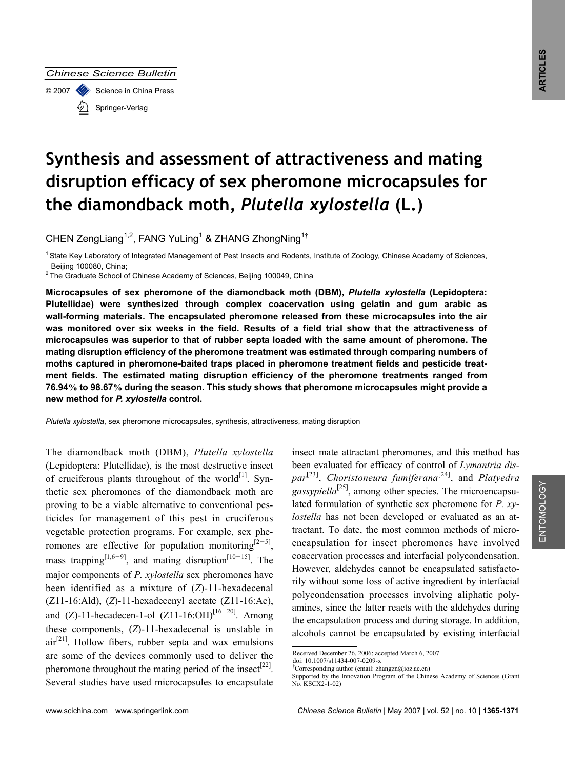# Synthesis and assessment of attractiveness and mating disruption efficacy of sex pheromone microcapsules for the diamondback moth, *Plutella xylostella* (L.)

CHEN ZengLiang[1,2], FANG YuLing[1] & ZHANG ZhongNing[1†]

[1] State Key Laboratory of Integrated Management of Pest Insects and Rodents, Institute of Zoology, Chinese Academy of Sciences, Beijing 100080, China;

[2] The Graduate School of Chinese Academy of Sciences, Beijing 100049, China

**Microcapsules of sex pheromone of the diamondback moth (DBM), *Plutella xylostella* (Lepidoptera: Plutellidae) were synthesized through complex coacervation using gelatin and gum arabic as wall-forming materials. The encapsulated pheromone released from these microcapsules into the air was monitored over six weeks in the field. Results of a field trial show that the attractiveness of microcapsules was superior to that of rubber septa loaded with the same amount of pheromone. The mating disruption efficiency of the pheromone treatment was estimated through comparing numbers of moths captured in pheromone-baited traps placed in pheromone treatment fields and pesticide treatment fields. The estimated mating disruption efficiency of the pheromone treatments ranged from 76.94% to 98.67% during the season. This study shows that pheromone microcapsules might provide a new method for *P. xylostella* control.**

*Plutella xylostella*, sex pheromone microcapsules, synthesis, attractiveness, mating disruption

The diamondback moth (DBM), *Plutella xylostella* (Lepidoptera: Plutellidae), is the most destructive insect of cruciferous plants throughout of the world[1]. Synthetic sex pheromones of the diamondback moth are proving to be a viable alternative to conventional pesticides for management of this pest in cruciferous vegetable protection programs. For example, sex pheromones are effective for population monitoring[2−5], mass trapping[1,6−9], and mating disruption[10−15]. The major components of *P. xylostella* sex pheromones have been identified as a mixture of (*Z*)-11-hexadecenal (Z11-16:Ald), (*Z*)-11-hexadecenyl acetate (Z11-16:Ac), and (Z)-11-hecadecen-1-ol (Z11-16:OH)[16−20]. Among these components, (*Z*)-11-hexadecenal is unstable in air[21]. Hollow fibers, rubber septa and wax emulsions are some of the devices commonly used to deliver the pheromone throughout the mating period of the insect[22]. Several studies have used microcapsules to encapsulate insect mate attractant pheromones, and this method has been evaluated for efficacy of control of *Lymantria dispar*[23], *Choristoneura fumiferana*[24], and *Platyedra gassypiella*[25], among other species. The microencapsulated formulation of synthetic sex pheromone for *P. xylostella* has not been developed or evaluated as an attractant. To date, the most common methods of microencapsulation for insect pheromones have involved coacervation processes and interfacial polycondensation. However, aldehydes cannot be encapsulated satisfactorily without some loss of active ingredient by interfacial polycondensation processes involving aliphatic polyamines, since the latter reacts with the aldehydes during the encapsulation process and during storage. In addition, alcohols cannot be encapsulated by existing interfacial

Received December 26, 2006; accepted March 6, 2007
doi: 10.1007/s11434-007-0209-x
†Corresponding author (email: zhangzn@ioz.ac.cn)
Supported by the Innovation Program of the Chinese Academy of Sciences (Grant No. KSCX2-1-02)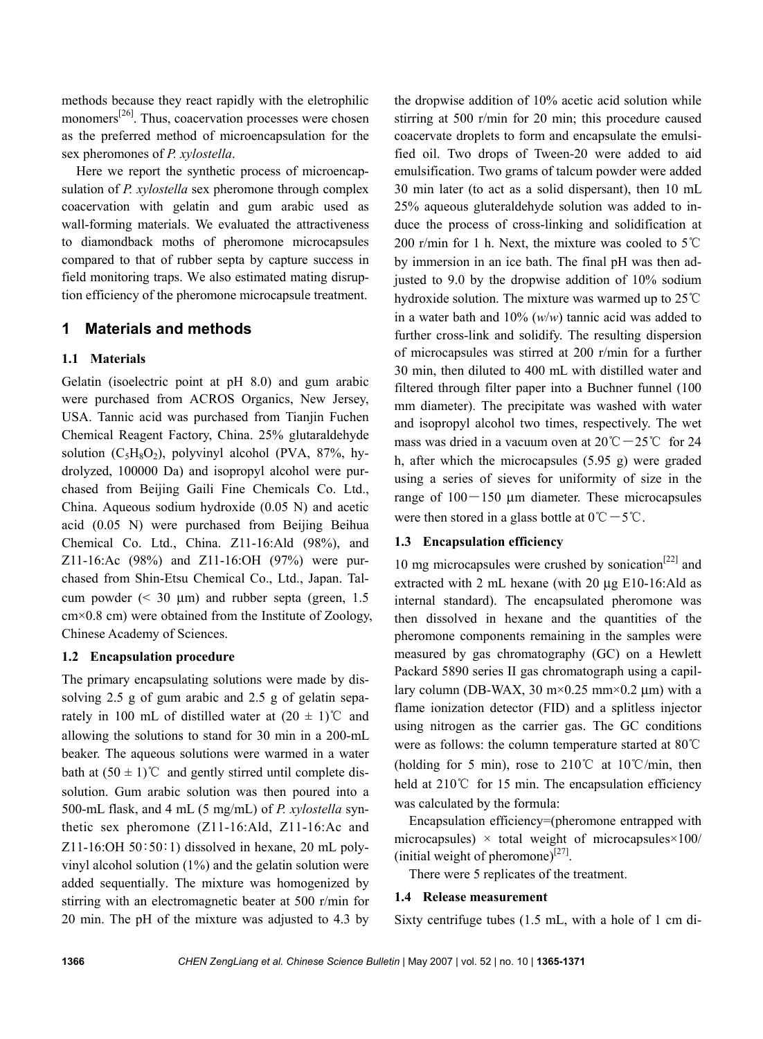methods because they react rapidly with the eletrophilic monomers[26]. Thus, coacervation processes were chosen as the preferred method of microencapsulation for the sex pheromones of *P. xylostella*.

Here we report the synthetic process of microencapsulation of *P. xylostella* sex pheromone through complex coacervation with gelatin and gum arabic used as wall-forming materials. We evaluated the attractiveness to diamondback moths of pheromone microcapsules compared to that of rubber septa by capture success in field monitoring traps. We also estimated mating disruption efficiency of the pheromone microcapsule treatment.

## 1 Materials and methods

### 1.1 Materials

Gelatin (isoelectric point at pH 8.0) and gum arabic were purchased from ACROS Organics, New Jersey, USA. Tannic acid was purchased from Tianjin Fuchen Chemical Reagent Factory, China. 25% glutaraldehyde solution ($C_5H_8O_2$), polyvinyl alcohol (PVA, 87%, hydrolyzed, 100000 Da) and isopropyl alcohol were purchased from Beijing Gaili Fine Chemicals Co. Ltd., China. Aqueous sodium hydroxide (0.05 N) and acetic acid (0.05 N) were purchased from Beijing Beihua Chemical Co. Ltd., China. Z11-16:Ald (98%), and Z11-16:Ac (98%) and Z11-16:OH (97%) were purchased from Shin-Etsu Chemical Co., Ltd., Japan. Talcum powder (< 30 μm) and rubber septa (green, 1.5 cm×0.8 cm) were obtained from the Institute of Zoology, Chinese Academy of Sciences.

### 1.2 Encapsulation procedure

The primary encapsulating solutions were made by dissolving 2.5 g of gum arabic and 2.5 g of gelatin separately in 100 mL of distilled water at (20 ± 1)℃ and allowing the solutions to stand for 30 min in a 200-mL beaker. The aqueous solutions were warmed in a water bath at (50 ± 1)℃ and gently stirred until complete dissolution. Gum arabic solution was then poured into a 500-mL flask, and 4 mL (5 mg/mL) of *P. xylostella* synthetic sex pheromone (Z11-16:Ald, Z11-16:Ac and Z11-16:OH 50∶50∶1) dissolved in hexane, 20 mL polyvinyl alcohol solution (1%) and the gelatin solution were added sequentially. The mixture was homogenized by stirring with an electromagnetic beater at 500 r/min for 20 min. The pH of the mixture was adjusted to 4.3 by the dropwise addition of 10% acetic acid solution while stirring at 500 r/min for 20 min; this procedure caused coacervate droplets to form and encapsulate the emulsified oil. Two drops of Tween-20 were added to aid emulsification. Two grams of talcum powder were added 30 min later (to act as a solid dispersant), then 10 mL 25% aqueous gluteraldehyde solution was added to induce the process of cross-linking and solidification at 200 r/min for 1 h. Next, the mixture was cooled to 5℃ by immersion in an ice bath. The final pH was then adjusted to 9.0 by the dropwise addition of 10% sodium hydroxide solution. The mixture was warmed up to 25℃ in a water bath and 10% (*w*/*w*) tannic acid was added to further cross-link and solidify. The resulting dispersion of microcapsules was stirred at 200 r/min for a further 30 min, then diluted to 400 mL with distilled water and filtered through filter paper into a Buchner funnel (100 mm diameter). The precipitate was washed with water and isopropyl alcohol two times, respectively. The wet mass was dried in a vacuum oven at 20℃－25℃ for 24 h, after which the microcapsules (5.95 g) were graded using a series of sieves for uniformity of size in the range of 100－150 μm diameter. These microcapsules were then stored in a glass bottle at 0℃－5℃.

### 1.3 Encapsulation efficiency

10 mg microcapsules were crushed by sonication[22] and extracted with 2 mL hexane (with 20 μg E10-16:Ald as internal standard). The encapsulated pheromone was then dissolved in hexane and the quantities of the pheromone components remaining in the samples were measured by gas chromatography (GC) on a Hewlett Packard 5890 series II gas chromatograph using a capillary column (DB-WAX, 30 m×0.25 mm×0.2 μm) with a flame ionization detector (FID) and a splitless injector using nitrogen as the carrier gas. The GC conditions were as follows: the column temperature started at 80℃ (holding for 5 min), rose to 210℃ at 10℃/min, then held at 210℃ for 15 min. The encapsulation efficiency was calculated by the formula:

Encapsulation efficiency=(pheromone entrapped with microcapsules) × total weight of microcapsules×100/ (initial weight of pheromone)[27].

There were 5 replicates of the treatment.

### 1.4 Release measurement

Sixty centrifuge tubes (1.5 mL, with a hole of 1 cm di-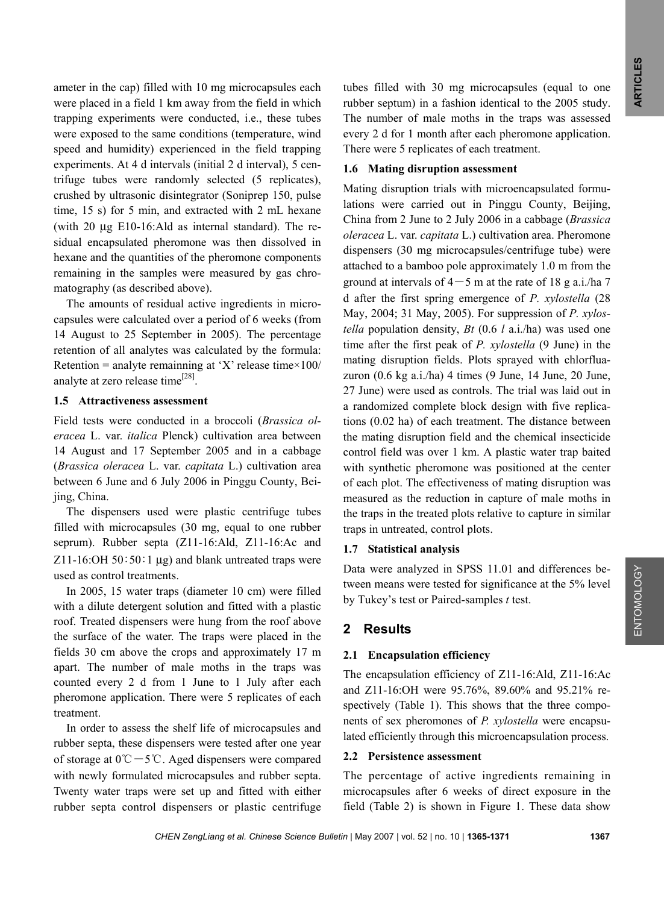ameter in the cap) filled with 10 mg microcapsules each were placed in a field 1 km away from the field in which trapping experiments were conducted, i.e., these tubes were exposed to the same conditions (temperature, wind speed and humidity) experienced in the field trapping experiments. At 4 d intervals (initial 2 d interval), 5 centrifuge tubes were randomly selected (5 replicates), crushed by ultrasonic disintegrator (Soniprep 150, pulse time, 15 s) for 5 min, and extracted with 2 mL hexane (with 20 μg E10-16:Ald as internal standard). The residual encapsulated pheromone was then dissolved in hexane and the quantities of the pheromone components remaining in the samples were measured by gas chromatography (as described above).

The amounts of residual active ingredients in microcapsules were calculated over a period of 6 weeks (from 14 August to 25 September in 2005). The percentage retention of all analytes was calculated by the formula: Retention = analyte remainning at 'X' release time×100/analyte at zero release time[28].

### 1.5 Attractiveness assessment

Field tests were conducted in a broccoli (*Brassica oleracea* L. var. *italica* Plenck) cultivation area between 14 August and 17 September 2005 and in a cabbage (*Brassica oleracea* L. var. *capitata* L.) cultivation area between 6 June and 6 July 2006 in Pinggu County, Beijing, China.

The dispensers used were plastic centrifuge tubes filled with microcapsules (30 mg, equal to one rubber seprum). Rubber septa (Z11-16:Ald, Z11-16:Ac and Z11-16:OH 50∶50∶1 μg) and blank untreated traps were used as control treatments.

In 2005, 15 water traps (diameter 10 cm) were filled with a dilute detergent solution and fitted with a plastic roof. Treated dispensers were hung from the roof above the surface of the water. The traps were placed in the fields 30 cm above the crops and approximately 17 m apart. The number of male moths in the traps was counted every 2 d from 1 June to 1 July after each pheromone application. There were 5 replicates of each treatment.

In order to assess the shelf life of microcapsules and rubber septa, these dispensers were tested after one year of storage at 0℃－5℃. Aged dispensers were compared with newly formulated microcapsules and rubber septa. Twenty water traps were set up and fitted with either rubber septa control dispensers or plastic centrifuge tubes filled with 30 mg microcapsules (equal to one rubber septum) in a fashion identical to the 2005 study. The number of male moths in the traps was assessed every 2 d for 1 month after each pheromone application. There were 5 replicates of each treatment.

### 1.6 Mating disruption assessment

Mating disruption trials with microencapsulated formulations were carried out in Pinggu County, Beijing, China from 2 June to 2 July 2006 in a cabbage (*Brassica oleracea* L. var. *capitata* L.) cultivation area. Pheromone dispensers (30 mg microcapsules/centrifuge tube) were attached to a bamboo pole approximately 1.0 m from the ground at intervals of 4－5 m at the rate of 18 g a.i./ha 7 d after the first spring emergence of *P. xylostella* (28 May, 2004; 31 May, 2005). For suppression of *P. xylostella* population density, *Bt* (0.6 *l* a.i./ha) was used one time after the first peak of *P. xylostella* (9 June) in the mating disruption fields. Plots sprayed with chlorfluazuron (0.6 kg a.i./ha) 4 times (9 June, 14 June, 20 June, 27 June) were used as controls. The trial was laid out in a randomized complete block design with five replications (0.02 ha) of each treatment. The distance between the mating disruption field and the chemical insecticide control field was over 1 km. A plastic water trap baited with synthetic pheromone was positioned at the center of each plot. The effectiveness of mating disruption was measured as the reduction in capture of male moths in the traps in the treated plots relative to capture in similar traps in untreated, control plots.

### 1.7 Statistical analysis

Data were analyzed in SPSS 11.01 and differences between means were tested for significance at the 5% level by Tukey's test or Paired-samples *t* test.

## 2 Results

### 2.1 Encapsulation efficiency

The encapsulation efficiency of Z11-16:Ald, Z11-16:Ac and Z11-16:OH were 95.76%, 89.60% and 95.21% respectively (Table 1). This shows that the three components of sex pheromones of *P. xylostella* were encapsulated efficiently through this microencapsulation process.

### 2.2 Persistence assessment

The percentage of active ingredients remaining in microcapsules after 6 weeks of direct exposure in the field (Table 2) is shown in Figure 1. These data show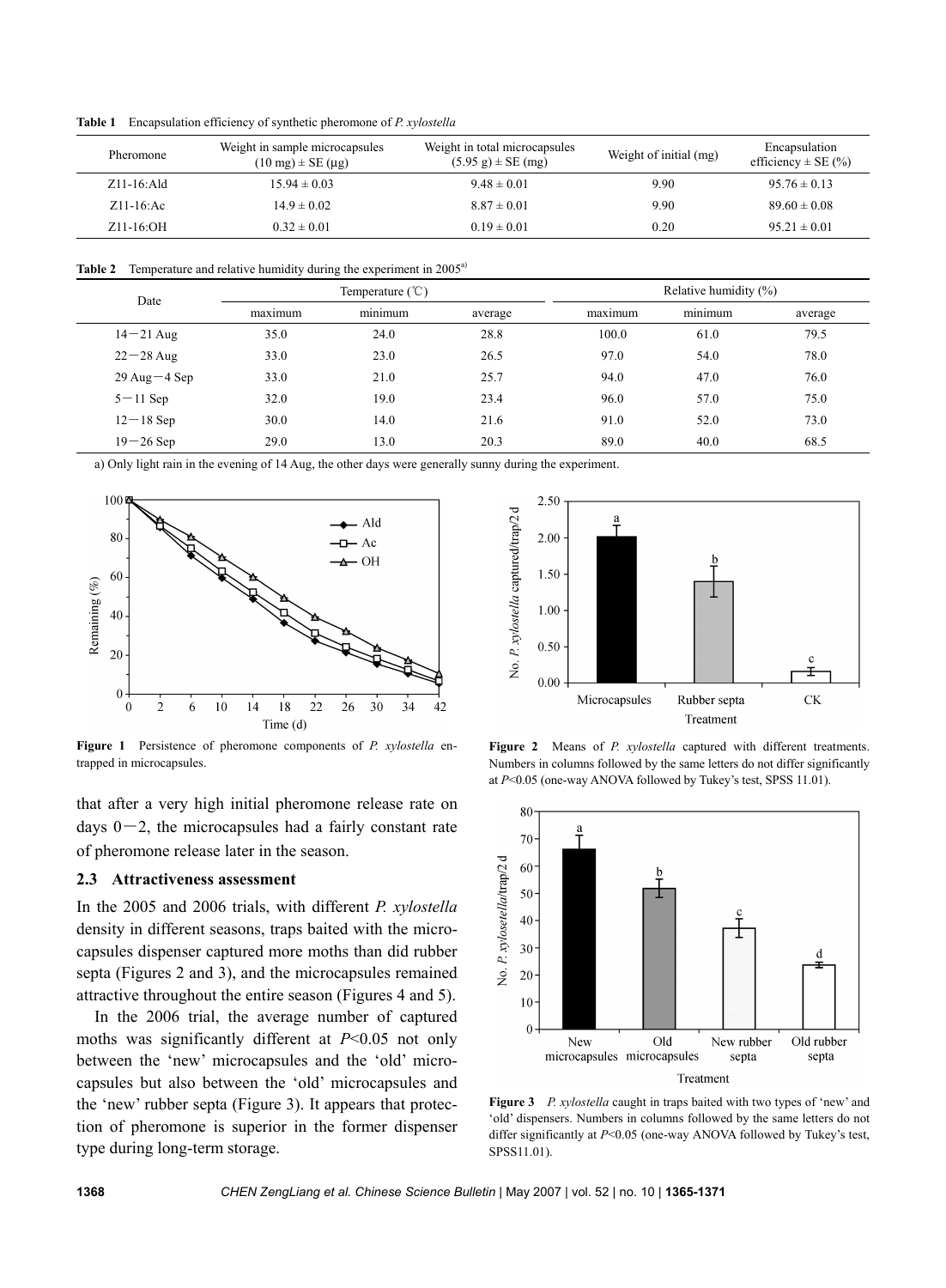**Table 1** Encapsulation efficiency of synthetic pheromone of *P. xylostella*

| Pheromone | Weight in sample microcapsules (10 mg) ± SE (μg) | Weight in total microcapsules (5.95 g) ± SE (mg) | Weight of initial (mg) | Encapsulation efficiency ± SE (%) |
|---|---|---|---|---|
| Z11-16:Ald | 15.94 ± 0.03 | 9.48 ± 0.01 | 9.90 | 95.76 ± 0.13 |
| Z11-16:Ac | 14.9 ± 0.02 | 8.87 ± 0.01 | 9.90 | 89.60 ± 0.08 |
| Z11-16:OH | 0.32 ± 0.01 | 0.19 ± 0.01 | 0.20 | 95.21 ± 0.01 |

**Table 2** Temperature and relative humidity during the experiment in 2005[a)]

| Date | Temperature (℃) | | | Relative humidity (%) | | |
|---|---|---|---|---|---|---|
| | maximum | minimum | average | maximum | minimum | average |
| 14－21 Aug | 35.0 | 24.0 | 28.8 | 100.0 | 61.0 | 79.5 |
| 22－28 Aug | 33.0 | 23.0 | 26.5 | 97.0 | 54.0 | 78.0 |
| 29 Aug－4 Sep | 33.0 | 21.0 | 25.7 | 94.0 | 47.0 | 76.0 |
| 5－11 Sep | 32.0 | 19.0 | 23.4 | 96.0 | 57.0 | 75.0 |
| 12－18 Sep | 30.0 | 14.0 | 21.6 | 91.0 | 52.0 | 73.0 |
| 19－26 Sep | 29.0 | 13.0 | 20.3 | 89.0 | 40.0 | 68.5 |

a) Only light rain in the evening of 14 Aug, the other days were generally sunny during the experiment.

Remaining (%)
100
80
60
40
20
0
0 2 6 10 14 18 22 26 30 34 42
Time (d)
Ald
Ac
OH

**Figure 1** Persistence of pheromone components of *P. xylostella* entrapped in microcapsules.

No. *P. xylostella* captured/trap/2 d
2.50
2.00
1.50
1.00
0.50
0.00
a
b
c
Microcapsules Rubber septa CK
Treatment

**Figure 2** Means of *P. xylostella* captured with different treatments. Numbers in columns followed by the same letters do not differ significantly at $P<0.05$ (one-way ANOVA followed by Tukey's test, SPSS 11.01).

that after a very high initial pheromone release rate on days 0－2, the microcapsules had a fairly constant rate of pheromone release later in the season.

### 2.3 Attractiveness assessment

In the 2005 and 2006 trials, with different *P. xylostella* density in different seasons, traps baited with the microcapsules dispenser captured more moths than did rubber septa (Figures 2 and 3), and the microcapsules remained attractive throughout the entire season (Figures 4 and 5).

In the 2006 trial, the average number of captured moths was significantly different at $P<0.05$ not only between the 'new' microcapsules and the 'old' microcapsules but also between the 'old' microcapsules and the 'new' rubber septa (Figure 3). It appears that protection of pheromone is superior in the former dispenser type during long-term storage.

No. *P. xylosetella*/trap/2 d
80
70
60
50
40
30
20
10
0
a
b
c
d
New microcapsules Old microcapsules New rubber septa Old rubber septa
Treatment

**Figure 3** *P. xylostella* caught in traps baited with two types of 'new' and 'old' dispensers. Numbers in columns followed by the same letters do not differ significantly at $P<0.05$ (one-way ANOVA followed by Tukey's test, SPSS11.01).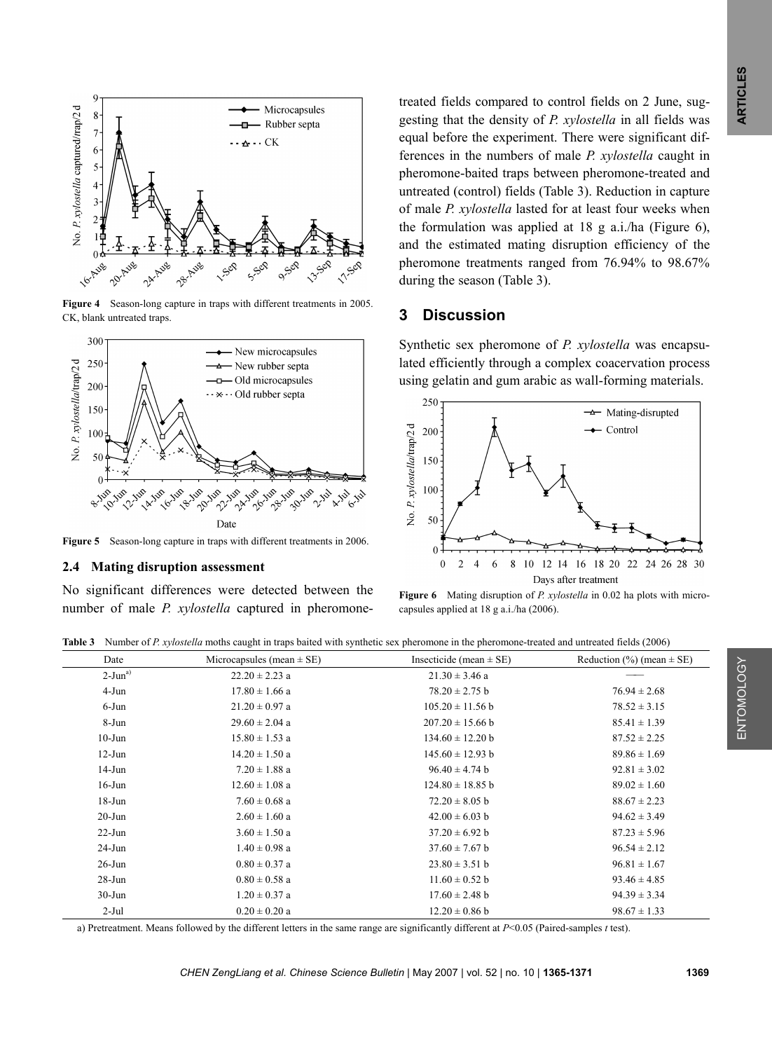9
8
7
6
5
4
3
2
1
0
No. *P. xylostella* captured/trap/2 d
Microcapsules
Rubber septa
CK
16-Aug
20-Aug
24-Aug
28-Aug
1-Sep
5-Sep
9-Sep
13-Sep
17-Sep

**Figure 4** Season-long capture in traps with different treatments in 2005. CK, blank untreated traps.

300
250
200
150
100
50
0
No. *P. xylostella*/trap/2 d
New microcapsules
New rubber septa
Old microcapsules
Old rubber septa
8-Jun
10-Jun
12-Jun
14-Jun
16-Jun
18-Jun
20-Jun
22-Jun
24-Jun
26-Jun
28-Jun
30-Jun
2-Jul
4-Jul
6-Jul
Date

**Figure 5** Season-long capture in traps with different treatments in 2006.

### 2.4 Mating disruption assessment

No significant differences were detected between the number of male *P. xylostella* captured in pheromone-treated fields compared to control fields on 2 June, suggesting that the density of *P. xylostella* in all fields was equal before the experiment. There were significant differences in the numbers of male *P. xylostella* caught in pheromone-baited traps between pheromone-treated and untreated (control) fields (Table 3). Reduction in capture of male *P. xylostella* lasted for at least four weeks when the formulation was applied at 18 g a.i./ha (Figure 6), and the estimated mating disruption efficiency of the pheromone treatments ranged from 76.94% to 98.67% during the season (Table 3).

## 3 Discussion

Synthetic sex pheromone of *P. xylostella* was encapsulated efficiently through a complex coacervation process using gelatin and gum arabic as wall-forming materials.

250
200
150
100
50
0
No. *P. xylostella*/trap/2 d
Mating-disrupted
Control
0 2 4 6 8 10 12 14 16 18 20 22 24 26 28 30
Days after treatment

**Figure 6** Mating disruption of *P. xylostella* in 0.02 ha plots with microcapsules applied at 18 g a.i./ha (2006).

**Table 3** Number of *P. xylostella* moths caught in traps baited with synthetic sex pheromone in the pheromone-treated and untreated fields (2006)

| Date | Microcapsules (mean ± SE) | Insecticide (mean ± SE) | Reduction (%) (mean ± SE) |
|---|---|---|---|
| 2-Jun[a)] | 22.20 ± 2.23 a | 21.30 ± 3.46 a | —— |
| 4-Jun | 17.80 ± 1.66 a | 78.20 ± 2.75 b | 76.94 ± 2.68 |
| 6-Jun | 21.20 ± 0.97 a | 105.20 ± 11.56 b | 78.52 ± 3.15 |
| 8-Jun | 29.60 ± 2.04 a | 207.20 ± 15.66 b | 85.41 ± 1.39 |
| 10-Jun | 15.80 ± 1.53 a | 134.60 ± 12.20 b | 87.52 ± 2.25 |
| 12-Jun | 14.20 ± 1.50 a | 145.60 ± 12.93 b | 89.86 ± 1.69 |
| 14-Jun | 7.20 ± 1.88 a | 96.40 ± 4.74 b | 92.81 ± 3.02 |
| 16-Jun | 12.60 ± 1.08 a | 124.80 ± 18.85 b | 89.02 ± 1.60 |
| 18-Jun | 7.60 ± 0.68 a | 72.20 ± 8.05 b | 88.67 ± 2.23 |
| 20-Jun | 2.60 ± 1.60 a | 42.00 ± 6.03 b | 94.62 ± 3.49 |
| 22-Jun | 3.60 ± 1.50 a | 37.20 ± 6.92 b | 87.23 ± 5.96 |
| 24-Jun | 1.40 ± 0.98 a | 37.60 ± 7.67 b | 96.54 ± 2.12 |
| 26-Jun | 0.80 ± 0.37 a | 23.80 ± 3.51 b | 96.81 ± 1.67 |
| 28-Jun | 0.80 ± 0.58 a | 11.60 ± 0.52 b | 93.46 ± 4.85 |
| 30-Jun | 1.20 ± 0.37 a | 17.60 ± 2.48 b | 94.39 ± 3.34 |
| 2-Jul | 0.20 ± 0.20 a | 12.20 ± 0.86 b | 98.67 ± 1.33 |

a) Pretreatment. Means followed by the different letters in the same range are significantly different at $P<0.05$ (Paired-samples $t$ test).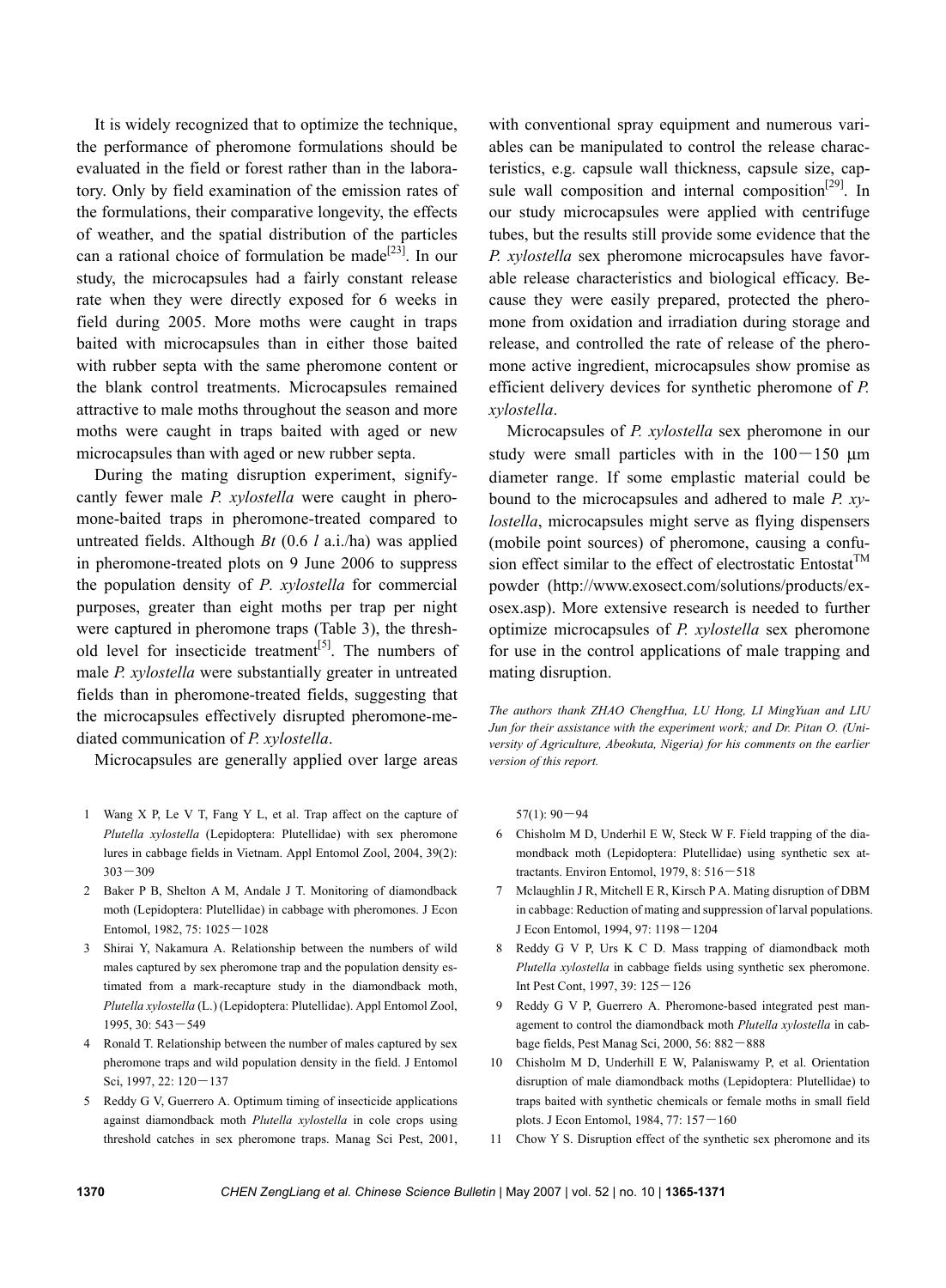It is widely recognized that to optimize the technique, the performance of pheromone formulations should be evaluated in the field or forest rather than in the laboratory. Only by field examination of the emission rates of the formulations, their comparative longevity, the effects of weather, and the spatial distribution of the particles can a rational choice of formulation be made[23]. In our study, the microcapsules had a fairly constant release rate when they were directly exposed for 6 weeks in field during 2005. More moths were caught in traps baited with microcapsules than in either those baited with rubber septa with the same pheromone content or the blank control treatments. Microcapsules remained attractive to male moths throughout the season and more moths were caught in traps baited with aged or new microcapsules than with aged or new rubber septa.

During the mating disruption experiment, significantly fewer male *P. xylostella* were caught in pheromone-baited traps in pheromone-treated compared to untreated fields. Although *Bt* (0.6 *l* a.i./ha) was applied in pheromone-treated plots on 9 June 2006 to suppress the population density of *P. xylostella* for commercial purposes, greater than eight moths per trap per night were captured in pheromone traps (Table 3), the threshold level for insecticide treatment[5]. The numbers of male *P. xylostella* were substantially greater in untreated fields than in pheromone-treated fields, suggesting that the microcapsules effectively disrupted pheromone-mediated communication of *P. xylostella*.

Microcapsules are generally applied over large areas with conventional spray equipment and numerous variables can be manipulated to control the release characteristics, e.g. capsule wall thickness, capsule size, capsule wall composition and internal composition[29]. In our study microcapsules were applied with centrifuge tubes, but the results still provide some evidence that the *P. xylostella* sex pheromone microcapsules have favorable release characteristics and biological efficacy. Because they were easily prepared, protected the pheromone from oxidation and irradiation during storage and release, and controlled the rate of release of the pheromone active ingredient, microcapsules show promise as efficient delivery devices for synthetic pheromone of *P. xylostella*.

Microcapsules of *P. xylostella* sex pheromone in our study were small particles with in the 100－150 μm diameter range. If some emplastic material could be bound to the microcapsules and adhered to male *P. xylostella*, microcapsules might serve as flying dispensers (mobile point sources) of pheromone, causing a confusion effect similar to the effect of electrostatic Entostat$^{TM}$ powder (http://www.exosect.com/solutions/products/exosex.asp). More extensive research is needed to further optimize microcapsules of *P. xylostella* sex pheromone for use in the control applications of male trapping and mating disruption.

*The authors thank ZHAO ChengHua, LU Hong, LI MingYuan and LIU Jun for their assistance with the experiment work; and Dr. Pitan O. (University of Agriculture, Abeokuta, Nigeria) for his comments on the earlier version of this report.*

1 Wang X P, Le V T, Fang Y L, et al. Trap affect on the capture of *Plutella xylostella* (Lepidoptera: Plutellidae) with sex pheromone lures in cabbage fields in Vietnam. Appl Entomol Zool, 2004, 39(2): 303－309

2 Baker P B, Shelton A M, Andale J T. Monitoring of diamondback moth (Lepidoptera: Plutellidae) in cabbage with pheromones. J Econ Entomol, 1982, 75: 1025－1028

3 Shirai Y, Nakamura A. Relationship between the numbers of wild males captured by sex pheromone trap and the population density estimated from a mark-recapture study in the diamondback moth, *Plutella xylostella* (L.) (Lepidoptera: Plutellidae). Appl Entomol Zool, 1995, 30: 543－549

4 Ronald T. Relationship between the number of males captured by sex pheromone traps and wild population density in the field. J Entomol Sci, 1997, 22: 120－137

5 Reddy G V, Guerrero A. Optimum timing of insecticide applications against diamondback moth *Plutella xylostella* in cole crops using threshold catches in sex pheromone traps. Manag Sci Pest, 2001, 57(1): 90－94

6 Chisholm M D, Underhil E W, Steck W F. Field trapping of the diamondback moth (Lepidoptera: Plutellidae) using synthetic sex attractants. Environ Entomol, 1979, 8: 516－518

7 Mclaughlin J R, Mitchell E R, Kirsch P A. Mating disruption of DBM in cabbage: Reduction of mating and suppression of larval populations. J Econ Entomol, 1994, 97: 1198－1204

8 Reddy G V P, Urs K C D. Mass trapping of diamondback moth *Plutella xylostella* in cabbage fields using synthetic sex pheromone. Int Pest Cont, 1997, 39: 125－126

9 Reddy G V P, Guerrero A. Pheromone-based integrated pest management to control the diamondback moth *Plutella xylostella* in cabbage fields, Pest Manag Sci, 2000, 56: 882－888

10 Chisholm M D, Underhill E W, Palaniswamy P, et al. Orientation disruption of male diamondback moths (Lepidoptera: Plutellidae) to traps baited with synthetic chemicals or female moths in small field plots. J Econ Entomol, 1984, 77: 157－160

11 Chow Y S. Disruption effect of the synthetic sex pheromone and its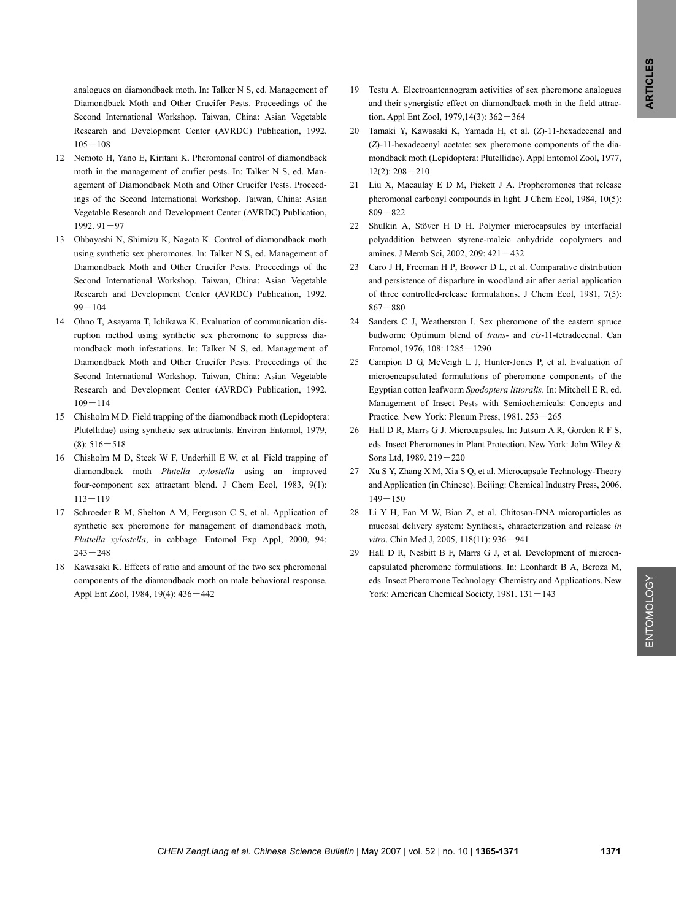analogues on diamondback moth. In: Talker N S, ed. Management of Diamondback Moth and Other Crucifer Pests. Proceedings of the Second International Workshop. Taiwan, China: Asian Vegetable Research and Development Center (AVRDC) Publication, 1992. 105－108

12 Nemoto H, Yano E, Kiritani K. Pheromonal control of diamondback moth in the management of crufier pests. In: Talker N S, ed. Management of Diamondback Moth and Other Crucifer Pests. Proceedings of the Second International Workshop. Taiwan, China: Asian Vegetable Research and Development Center (AVRDC) Publication, 1992. 91－97

13 Ohbayashi N, Shimizu K, Nagata K. Control of diamondback moth using synthetic sex pheromones. In: Talker N S, ed. Management of Diamondback Moth and Other Crucifer Pests. Proceedings of the Second International Workshop. Taiwan, China: Asian Vegetable Research and Development Center (AVRDC) Publication, 1992. 99－104

14 Ohno T, Asayama T, Ichikawa K. Evaluation of communication disruption method using synthetic sex pheromone to suppress diamondback moth infestations. In: Talker N S, ed. Management of Diamondback Moth and Other Crucifer Pests. Proceedings of the Second International Workshop. Taiwan, China: Asian Vegetable Research and Development Center (AVRDC) Publication, 1992. 109－114

15 Chisholm M D. Field trapping of the diamondback moth (Lepidoptera: Plutellidae) using synthetic sex attractants. Environ Entomol, 1979, (8): 516－518

16 Chisholm M D, Steck W F, Underhill E W, et al. Field trapping of diamondback moth *Plutella xylostella* using an improved four-component sex attractant blend. J Chem Ecol, 1983, 9(1): 113－119

17 Schroeder R M, Shelton A M, Ferguson C S, et al. Application of synthetic sex pheromone for management of diamondback moth, *Pluttella xylostella*, in cabbage. Entomol Exp Appl, 2000, 94: 243－248

18 Kawasaki K. Effects of ratio and amount of the two sex pheromonal components of the diamondback moth on male behavioral response. Appl Ent Zool, 1984, 19(4): 436－442

19 Testu A. Electroantennogram activities of sex pheromone analogues and their synergistic effect on diamondback moth in the field attraction. Appl Ent Zool, 1979,14(3): 362－364

20 Tamaki Y, Kawasaki K, Yamada H, et al. (*Z*)-11-hexadecenal and (*Z*)-11-hexadecenyl acetate: sex pheromone components of the diamondback moth (Lepidoptera: Plutellidae). Appl Entomol Zool, 1977, 12(2): 208－210

21 Liu X, Macaulay E D M, Pickett J A. Propheromones that release pheromonal carbonyl compounds in light. J Chem Ecol, 1984, 10(5): 809－822

22 Shulkin A, Stöver H D H. Polymer microcapsules by interfacial polyaddition between styrene-maleic anhydride copolymers and amines. J Memb Sci, 2002, 209: 421－432

23 Caro J H, Freeman H P, Brower D L, et al. Comparative distribution and persistence of disparlure in woodland air after aerial application of three controlled-release formulations. J Chem Ecol, 1981, 7(5): 867－880

24 Sanders C J, Weatherston I. Sex pheromone of the eastern spruce budworm: Optimum blend of *trans*- and *cis*-11-tetradecenal. Can Entomol, 1976, 108: 1285－1290

25 Campion D G, McVeigh L J, Hunter-Jones P, et al. Evaluation of microencapsulated formulations of pheromone components of the Egyptian cotton leafworm *Spodoptera littoralis*. In: Mitchell E R, ed. Management of Insect Pests with Semiochemicals: Concepts and Practice. New York: Plenum Press, 1981. 253－265

26 Hall D R, Marrs G J. Microcapsules. In: Jutsum A R, Gordon R F S, eds. Insect Pheromones in Plant Protection. New York: John Wiley & Sons Ltd, 1989. 219－220

27 Xu S Y, Zhang X M, Xia S Q, et al. Microcapsule Technology-Theory and Application (in Chinese). Beijing: Chemical Industry Press, 2006. 149－150

28 Li Y H, Fan M W, Bian Z, et al. Chitosan-DNA microparticles as mucosal delivery system: Synthesis, characterization and release *in vitro*. Chin Med J, 2005, 118(11): 936－941

29 Hall D R, Nesbitt B F, Marrs G J, et al. Development of microencapsulated pheromone formulations. In: Leonhardt B A, Beroza M, eds. Insect Pheromone Technology: Chemistry and Applications. New York: American Chemical Society, 1981. 131－143